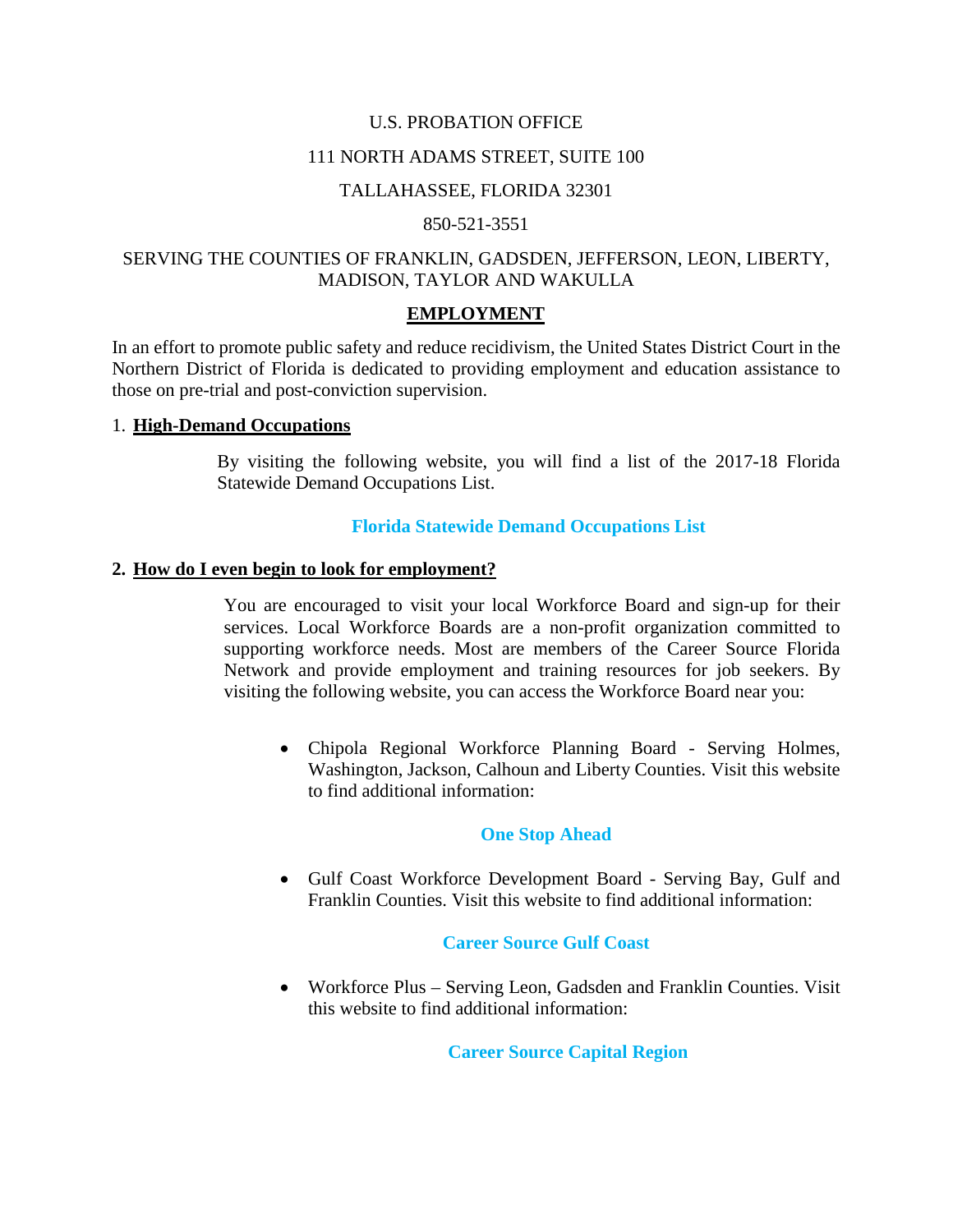U.S. PROBATION OFFICE

111 NORTH ADAMS STREET, SUITE 100

TALLAHASSEE, FLORIDA 32301

850-521-3551

SERVING THE COUNTIES OF FRANKLIN, GADSDEN, JEFFERSON, LEON, LIBERTY, MADISON, TAYLOR AND WAKULLA

## EMPLOYMENT

In an effort to promote public safety and reduce recidivism, the United States District Court in the Northern District of Florida is dedicated to providing employment and education assistance to those on pre-trial and post-conviction supervision.

### 1. High-Demand Occupations

By visiting the following website, you will find a list of the 2017-18 Florida Statewide Demand Occupations List.

**Florida Statewide Demand Occupations List**

### 2. How do I even begin to look for employment?

You are encouraged to visit your local Workforce Board and sign-up for their services. Local Workforce Boards are a non-profit organization committed to supporting workforce needs. Most are members of the Career Source Florida Network and provide employment and training resources for job seekers. By visiting the following website, you can access the Workforce Board near you:

- Chipola Regional Workforce Planning Board - Serving Holmes, Washington, Jackson, Calhoun and Liberty Counties. Visit this website to find additional information:

  **One Stop Ahead**

- Gulf Coast Workforce Development Board - Serving Bay, Gulf and Franklin Counties. Visit this website to find additional information:

  **Career Source Gulf Coast**

- Workforce Plus – Serving Leon, Gadsden and Franklin Counties. Visit this website to find additional information:

  **Career Source Capital Region**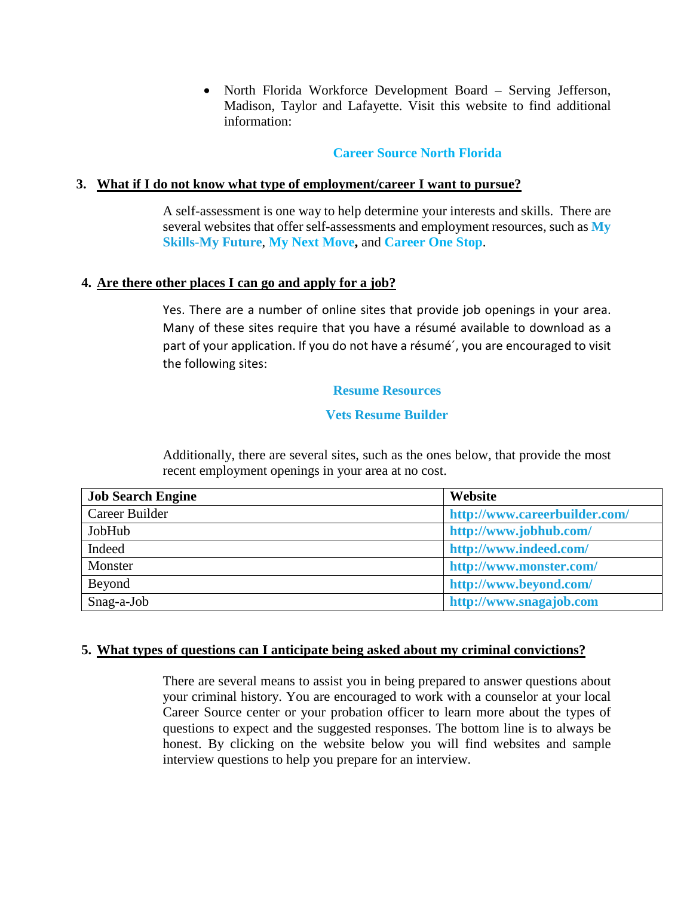- North Florida Workforce Development Board – Serving Jefferson, Madison, Taylor and Lafayette. Visit this website to find additional information:

  **Career Source North Florida**

### 3. What if I do not know what type of employment/career I want to pursue?

A self-assessment is one way to help determine your interests and skills. There are several websites that offer self-assessments and employment resources, such as **My Skills-My Future**, **My Next Move,** and **Career One Stop**.

### 4. Are there other places I can go and apply for a job?

Yes. There are a number of online sites that provide job openings in your area. Many of these sites require that you have a résumé available to download as a part of your application. If you do not have a résumé´, you are encouraged to visit the following sites:

**Resume Resources**

**Vets Resume Builder**

Additionally, there are several sites, such as the ones below, that provide the most recent employment openings in your area at no cost.

| Job Search Engine | Website |
|---|---|
| Career Builder | **http://www.careerbuilder.com/** |
| JobHub | **http://www.jobhub.com/** |
| Indeed | **http://www.indeed.com/** |
| Monster | **http://www.monster.com/** |
| Beyond | **http://www.beyond.com/** |
| Snag-a-Job | **http://www.snagajob.com** |

### 5. What types of questions can I anticipate being asked about my criminal convictions?

There are several means to assist you in being prepared to answer questions about your criminal history. You are encouraged to work with a counselor at your local Career Source center or your probation officer to learn more about the types of questions to expect and the suggested responses. The bottom line is to always be honest. By clicking on the website below you will find websites and sample interview questions to help you prepare for an interview.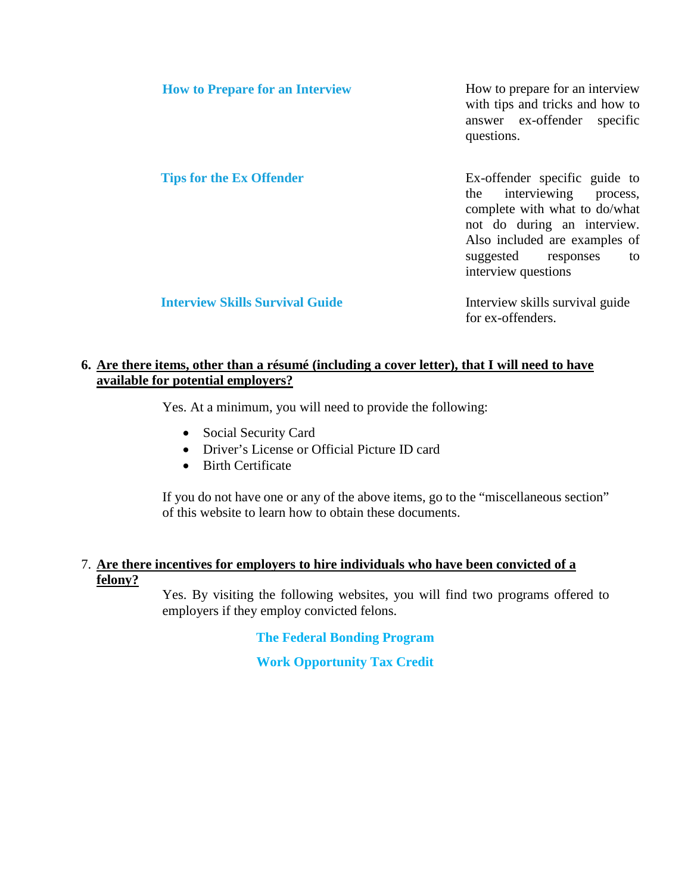| | |
|---|---|
| **How to Prepare for an Interview** | How to prepare for an interview with tips and tricks and how to answer ex-offender specific questions. |
| **Tips for the Ex Offender** | Ex-offender specific guide to the interviewing process, complete with what to do/what not do during an interview. Also included are examples of suggested responses to interview questions |
| **Interview Skills Survival Guide** | Interview skills survival guide for ex-offenders. |

6. **Are there items, other than a résumé (including a cover letter), that I will need to have available for potential employers?**

   Yes. At a minimum, you will need to provide the following:

   - Social Security Card
   - Driver's License or Official Picture ID card
   - Birth Certificate

   If you do not have one or any of the above items, go to the "miscellaneous section" of this website to learn how to obtain these documents.

7. **Are there incentives for employers to hire individuals who have been convicted of a felony?**

   Yes. By visiting the following websites, you will find two programs offered to employers if they employ convicted felons.

   **The Federal Bonding Program**

   **Work Opportunity Tax Credit**